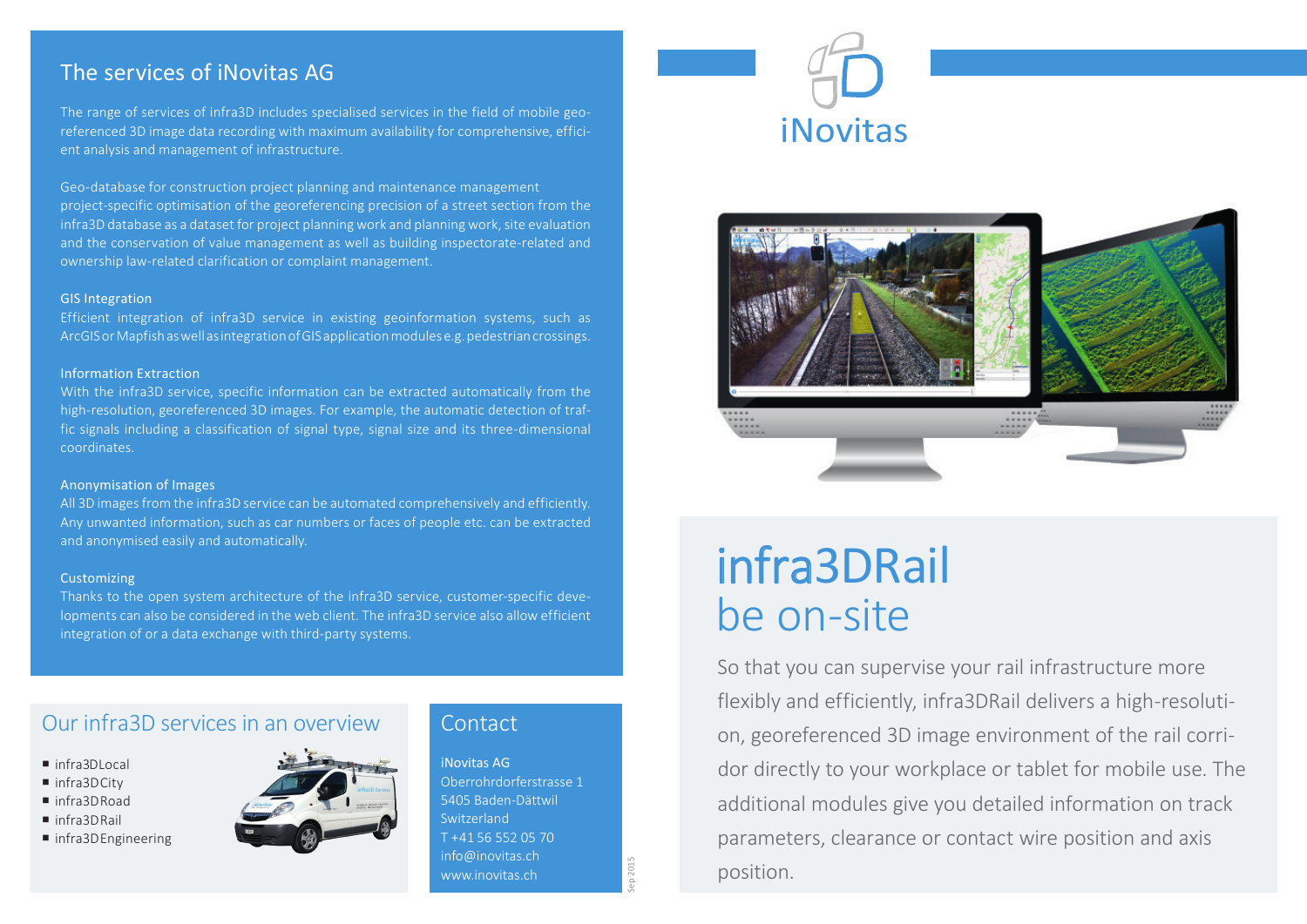## The services of iNovitas AG

The range of services of infra3D includes specialised services in the field of mobile geo-referenced 3D image data recording with maximum availability for comprehensive, efficient analysis and management of infrastructure.

Geo-database for construction project planning and maintenance management project-specific optimisation of the georeferencing precision of a street section from the infra3D database as a dataset for project planning work and planning work, site evaluation and the conservation of value management as well as building inspectorate-related and ownership law-related clarification or complaint management.

### GIS Integration

Efficient integration of infra3D service in existing geoinformation systems, such as ArcGIS or Mapfish as well as integration of GIS application modules e.g. pedestrian crossings.

### Information Extraction

With the infra3D service, specific information can be extracted automatically from the high-resolution, georeferenced 3D images. For example, the automatic detection of traffic signals including a classification of signal type, signal size and its three-dimensional coordinates.

### Anonymisation of Images

All 3D images from the infra3D service can be automated comprehensively and efficiently. Any unwanted information, such as car numbers or faces of people etc. can be extracted and anonymised easily and automatically.

### Customizing

Thanks to the open system architecture of the infra3D service, customer-specific developments can also be considered in the web client. The infra3D service also allow efficient integration of or a data exchange with third-party systems.

## Our infra3D services in an overview

- infra3DLocal
- infra3DCity
- infra3DRoad
- infra3DRail
- infra3DEngineering

## Contact

iNovitas AG
Oberrohrdorferstrasse 1
5405 Baden-Dättwil
Switzerland
T +41 56 552 05 70
info@inovitas.ch
www.inovitas.ch

Sep 2015

iNovitas

# infra3DRail
## be on-site

So that you can supervise your rail infrastructure more flexibly and efficiently, infra3DRail delivers a high-resolution, georeferenced 3D image environment of the rail corridor directly to your workplace or tablet for mobile use. The additional modules give you detailed information on track parameters, clearance or contact wire position and axis position.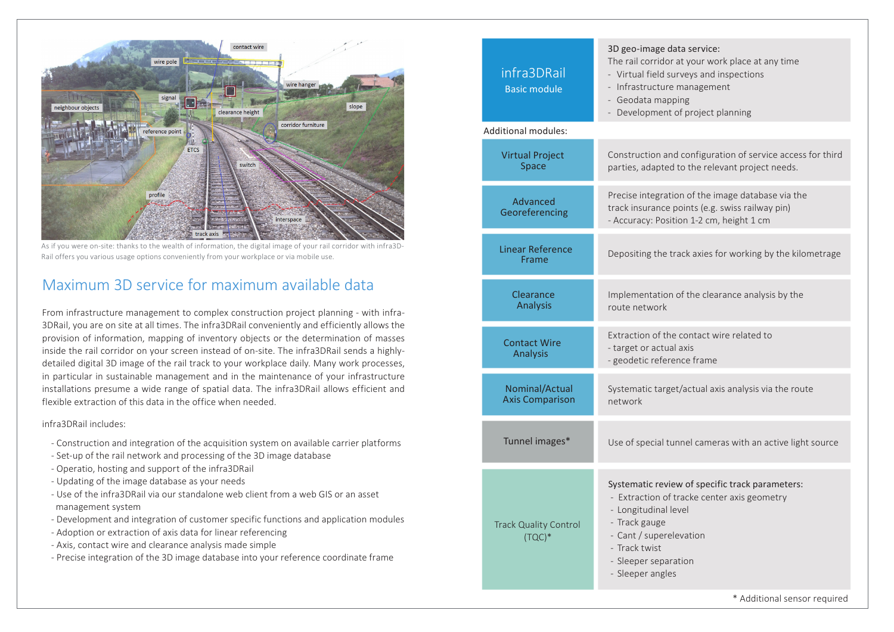As if you were on-site: thanks to the wealth of information, the digital image of your rail corridor with infra3DRail offers you various usage options conveniently from your workplace or via mobile use.

## Maximum 3D service for maximum available data

From infrastructure management to complex construction project planning - with infra3DRail, you are on site at all times. The infra3DRail conveniently and efficiently allows the provision of information, mapping of inventory objects or the determination of masses inside the rail corridor on your screen instead of on-site. The infra3DRail sends a highly-detailed digital 3D image of the rail track to your workplace daily. Many work processes, in particular in sustainable management and in the maintenance of your infrastructure installations presume a wide range of spatial data. The infra3DRail allows efficient and flexible extraction of this data in the office when needed.

infra3DRail includes:

- Construction and integration of the acquisition system on available carrier platforms
- Set-up of the rail network and processing of the 3D image database
- Operatio, hosting and support of the infra3DRail
- Updating of the image database as your needs
- Use of the infra3DRail via our standalone web client from a web GIS or an asset management system
- Development and integration of customer specific functions and application modules
- Adoption or extraction of axis data for linear referencing
- Axis, contact wire and clearance analysis made simple
- Precise integration of the 3D image database into your reference coordinate frame

| | |
|---|---|
| **infra3DRail** Basic module | 3D geo-image data service:<br>The rail corridor at your work place at any time<br>- Virtual field surveys and inspections<br>- Infrastructure management<br>- Geodata mapping<br>- Development of project planning |
| **Additional modules:** | |
| Virtual Project Space | Construction and configuration of service access for third parties, adapted to the relevant project needs. |
| Advanced Georeferencing | Precise integration of the image database via the track insurance points (e.g. swiss railway pin)<br>- Accuracy: Position 1-2 cm, height 1 cm |
| Linear Reference Frame | Depositing the track axies for working by the kilometrage |
| Clearance Analysis | Implementation of the clearance analysis by the route network |
| Contact Wire Analysis | Extraction of the contact wire related to<br>- target or actual axis<br>- geodetic reference frame |
| Nominal/Actual Axis Comparison | Systematic target/actual axis analysis via the route network |
| Tunnel images* | Use of special tunnel cameras with an active light source |
| Track Quality Control (TQC)* | Systematic review of specific track parameters:<br>- Extraction of tracke center axis geometry<br>- Longitudinal level<br>- Track gauge<br>- Cant / superelevation<br>- Track twist<br>- Sleeper separation<br>- Sleeper angles |

\* Additional sensor required